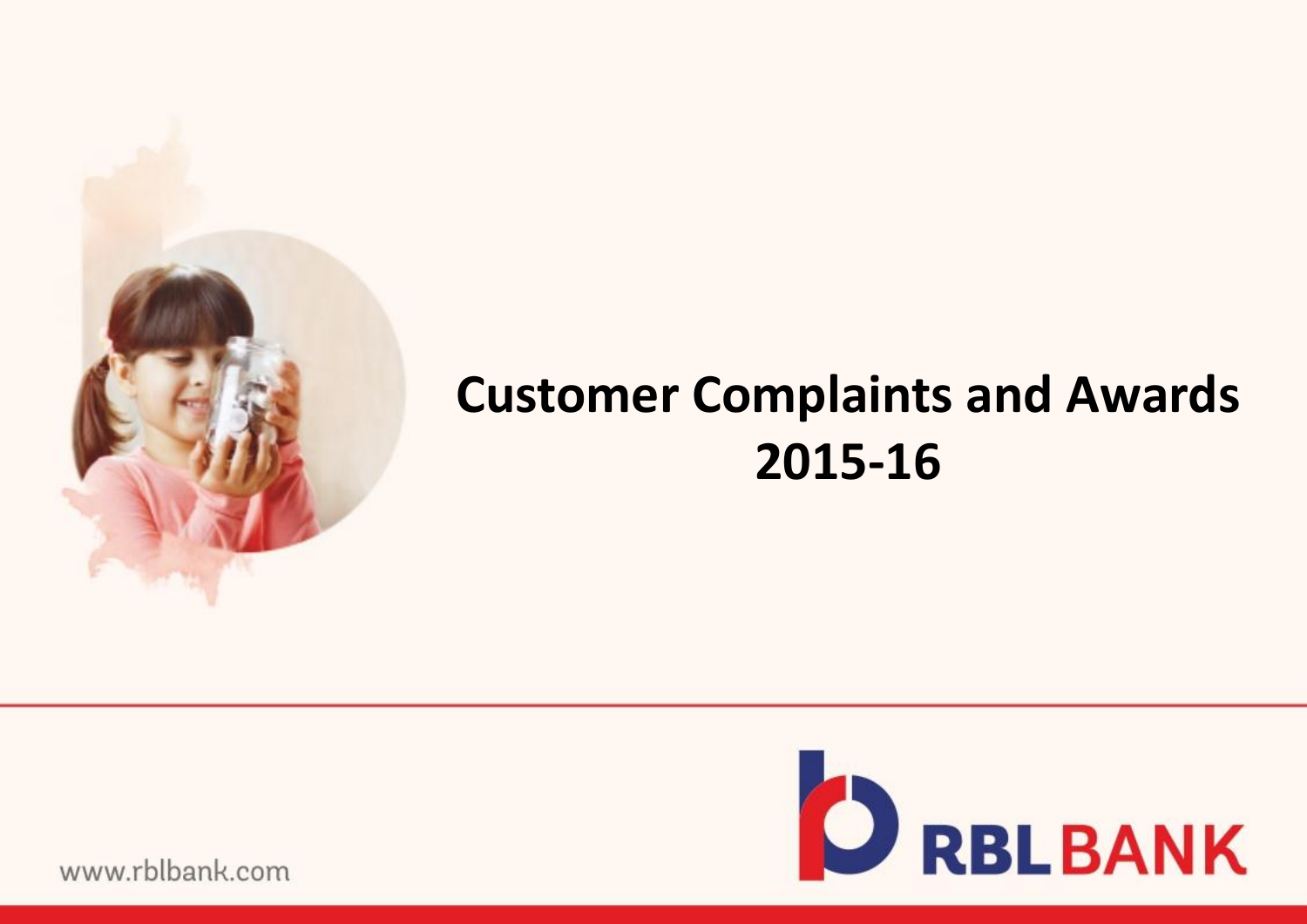# Customer Complaints and Awards 2015-16

RBL BANK

www.rblbank.com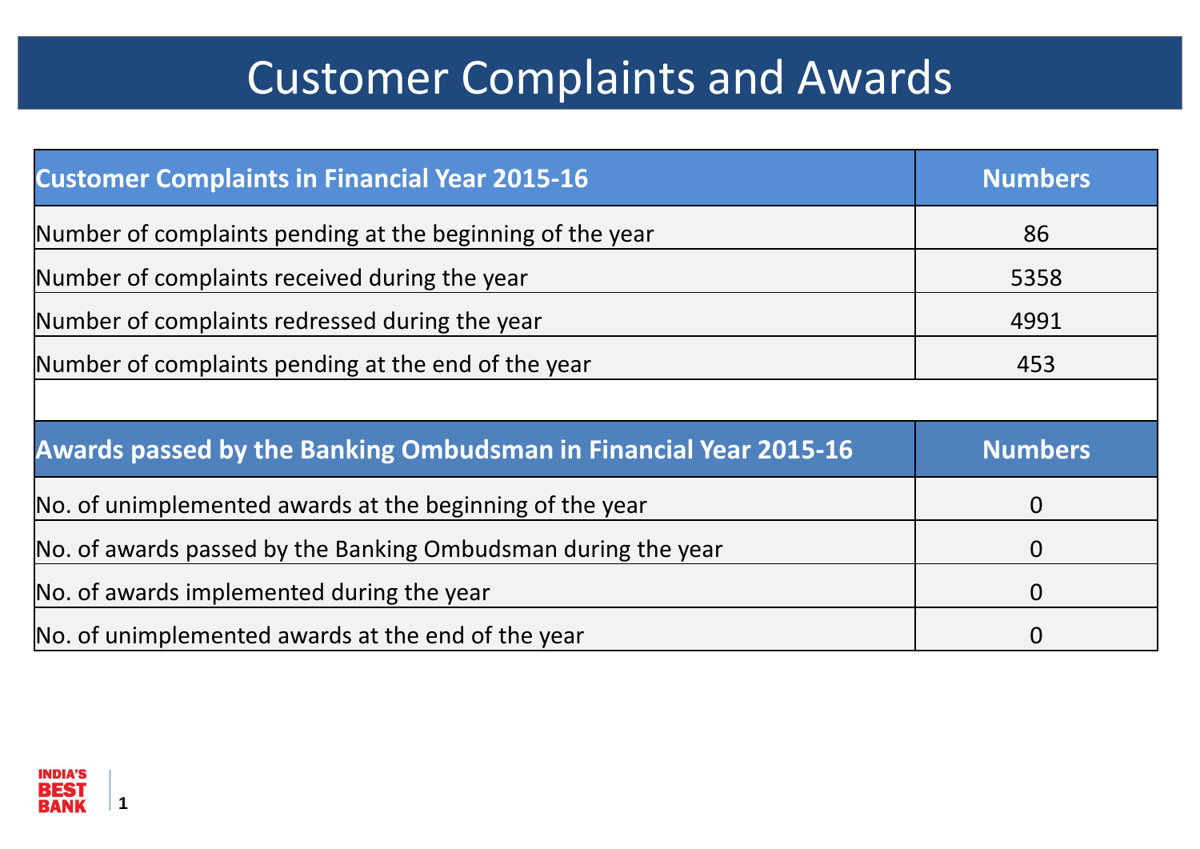# Customer Complaints and Awards

| Customer Complaints in Financial Year 2015-16 | Numbers |
| --- | --- |
| Number of complaints pending at the beginning of the year | 86 |
| Number of complaints received during the year | 5358 |
| Number of complaints redressed during the year | 4991 |
| Number of complaints pending at the end of the year | 453 |

| Awards passed by the Banking Ombudsman in Financial Year 2015-16 | Numbers |
| --- | --- |
| No. of unimplemented awards at the beginning of the year | 0 |
| No. of awards passed by the Banking Ombudsman during the year | 0 |
| No. of awards implemented during the year | 0 |
| No. of unimplemented awards at the end of the year | 0 |

INDIA'S BEST BANK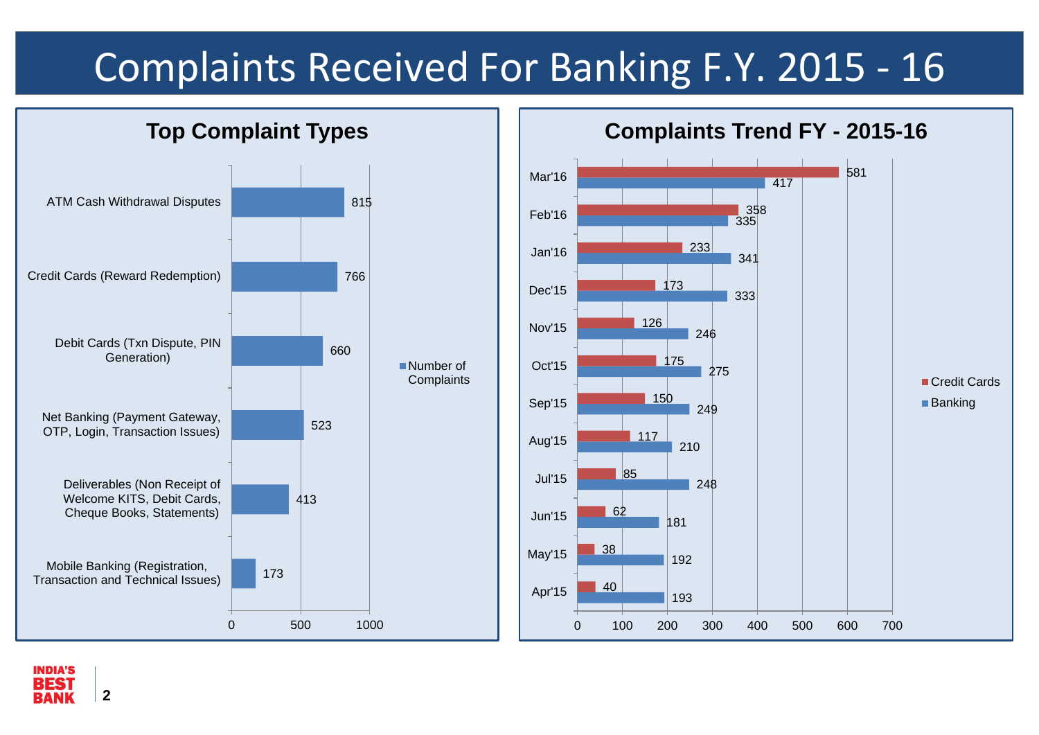# Complaints Received For Banking F.Y. 2015 - 16

## Top Complaint Types

| Complaint Type | Number of Complaints |
|---|---|
| ATM Cash Withdrawal Disputes | 815 |
| Credit Cards (Reward Redemption) | 766 |
| Debit Cards (Txn Dispute, PIN Generation) | 660 |
| Net Banking (Payment Gateway, OTP, Login, Transaction Issues) | 523 |
| Deliverables (Non Receipt of Welcome KITS, Debit Cards, Cheque Books, Statements) | 413 |
| Mobile Banking (Registration, Transaction and Technical Issues) | 173 |

## Complaints Trend FY - 2015-16

| Month | Credit Cards | Banking |
|---|---|---|
| Mar'16 | 581 | 417 |
| Feb'16 | 358 | 335 |
| Jan'16 | 233 | 341 |
| Dec'15 | 173 | 333 |
| Nov'15 | 126 | 246 |
| Oct'15 | 175 | 275 |
| Sep'15 | 150 | 249 |
| Aug'15 | 117 | 210 |
| Jul'15 | 85 | 248 |
| Jun'15 | 62 | 181 |
| May'15 | 38 | 192 |
| Apr'15 | 40 | 193 |

INDIA'S BEST BANK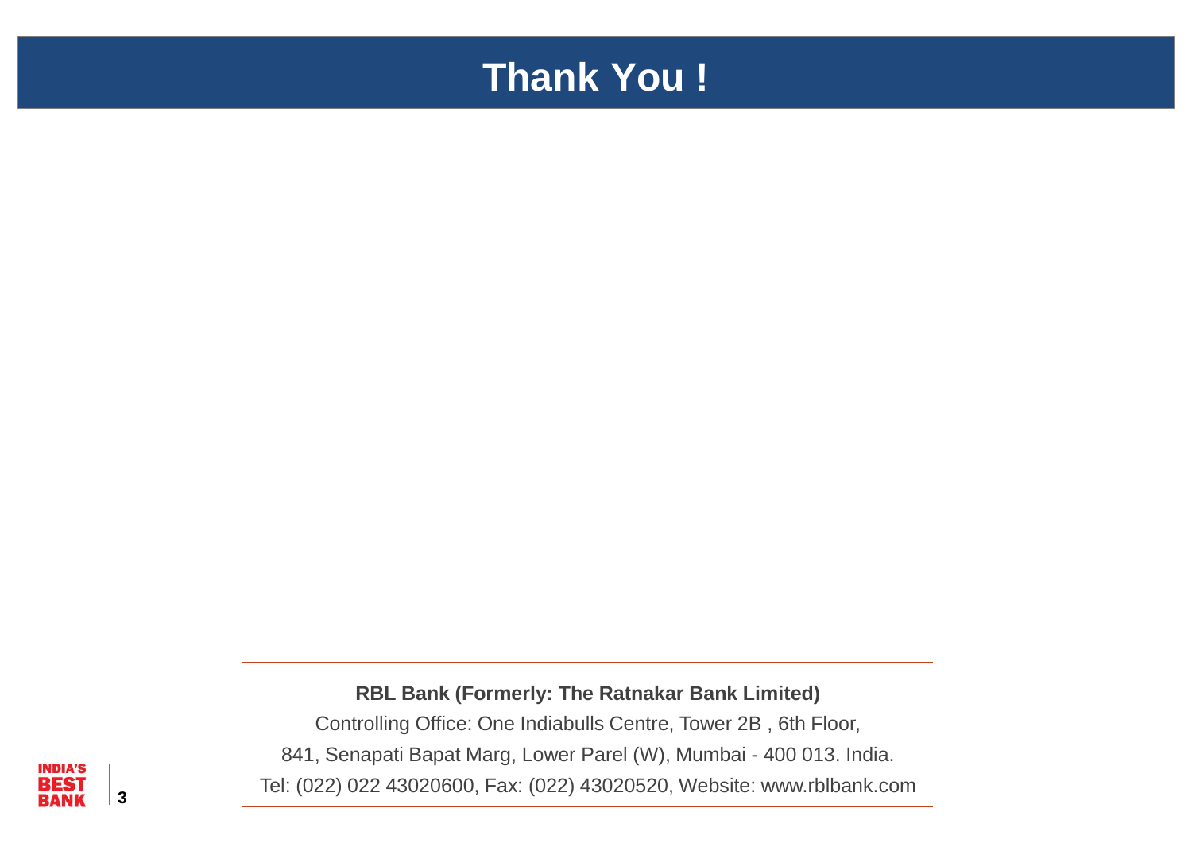# Thank You !

**RBL Bank (Formerly: The Ratnakar Bank Limited)**

Controlling Office: One Indiabulls Centre, Tower 2B , 6th Floor,

841, Senapati Bapat Marg, Lower Parel (W), Mumbai - 400 013. India.

Tel: (022) 022 43020600, Fax: (022) 43020520, Website: www.rblbank.com